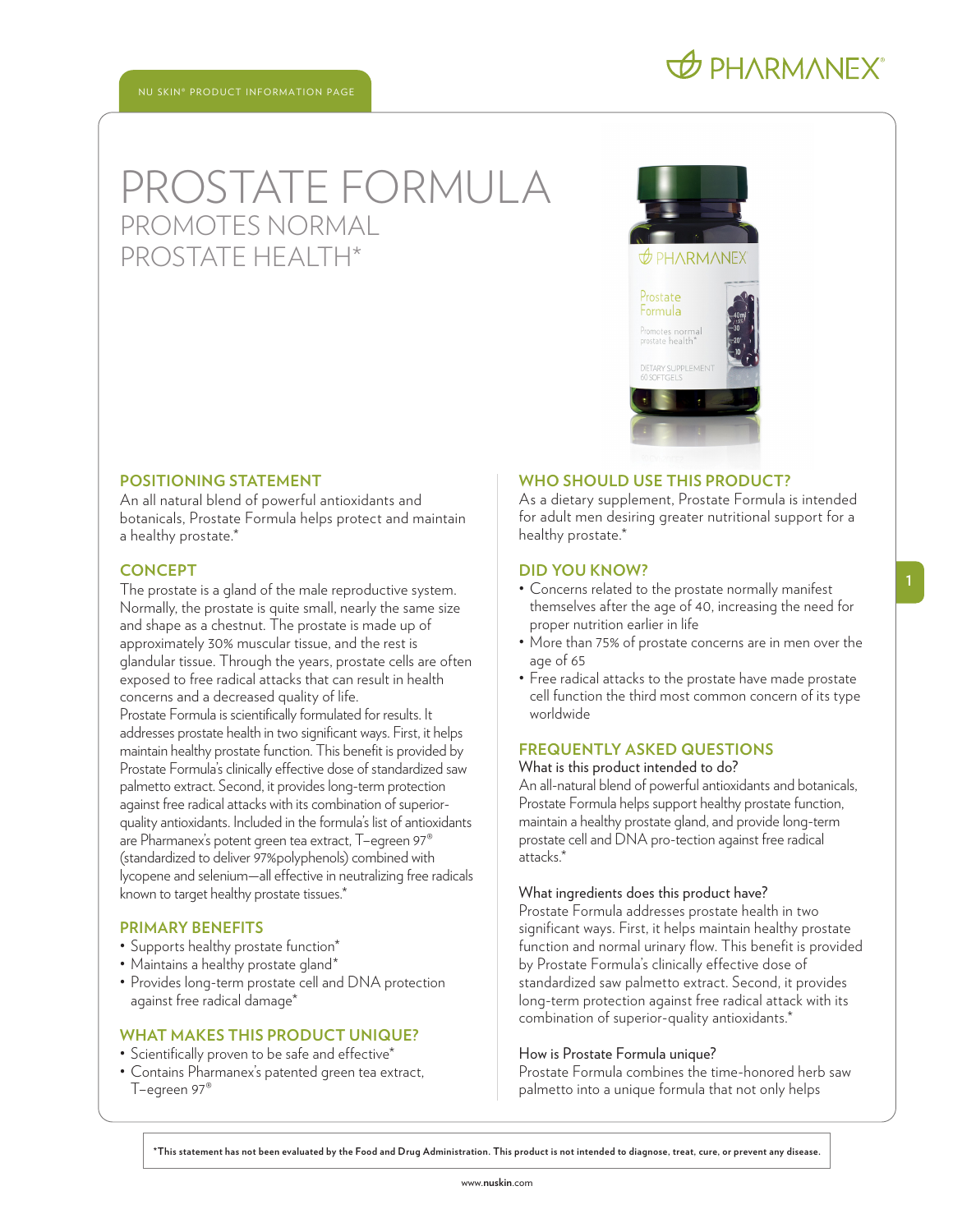NU SKIN® PRODUCT INFORMATION PAGE

PHARMANEX®

# PROSTATE FORMULA

## PROMOTES NORMAL PROSTATE HEALTH*

### POSITIONING STATEMENT

An all natural blend of powerful antioxidants and botanicals, Prostate Formula helps protect and maintain a healthy prostate.*

### CONCEPT

The prostate is a gland of the male reproductive system. Normally, the prostate is quite small, nearly the same size and shape as a chestnut. The prostate is made up of approximately 30% muscular tissue, and the rest is glandular tissue. Through the years, prostate cells are often exposed to free radical attacks that can result in health concerns and a decreased quality of life.

Prostate Formula is scientifically formulated for results. It addresses prostate health in two significant ways. First, it helps maintain healthy prostate function. This benefit is provided by Prostate Formula's clinically effective dose of standardized saw palmetto extract. Second, it provides long-term protection against free radical attacks with its combination of superior-quality antioxidants. Included in the formula's list of antioxidants are Pharmanex's potent green tea extract, T–egreen 97® (standardized to deliver 97%polyphenols) combined with lycopene and selenium—all effective in neutralizing free radicals known to target healthy prostate tissues.*

### PRIMARY BENEFITS

- Supports healthy prostate function*
- Maintains a healthy prostate gland*
- Provides long-term prostate cell and DNA protection against free radical damage*

### WHAT MAKES THIS PRODUCT UNIQUE?

- Scientifically proven to be safe and effective*
- Contains Pharmanex's patented green tea extract, T–egreen 97®

### WHO SHOULD USE THIS PRODUCT?

As a dietary supplement, Prostate Formula is intended for adult men desiring greater nutritional support for a healthy prostate.*

### DID YOU KNOW?

- Concerns related to the prostate normally manifest themselves after the age of 40, increasing the need for proper nutrition earlier in life
- More than 75% of prostate concerns are in men over the age of 65
- Free radical attacks to the prostate have made prostate cell function the third most common concern of its type worldwide

### FREQUENTLY ASKED QUESTIONS

What is this product intended to do?

An all-natural blend of powerful antioxidants and botanicals, Prostate Formula helps support healthy prostate function, maintain a healthy prostate gland, and provide long-term prostate cell and DNA pro-tection against free radical attacks.*

What ingredients does this product have?

Prostate Formula addresses prostate health in two significant ways. First, it helps maintain healthy prostate function and normal urinary flow. This benefit is provided by Prostate Formula's clinically effective dose of standardized saw palmetto extract. Second, it provides long-term protection against free radical attack with its combination of superior-quality antioxidants.*

How is Prostate Formula unique?

Prostate Formula combines the time-honored herb saw palmetto into a unique formula that not only helps

**\*This statement has not been evaluated by the Food and Drug Administration. This product is not intended to diagnose, treat, cure, or prevent any disease.**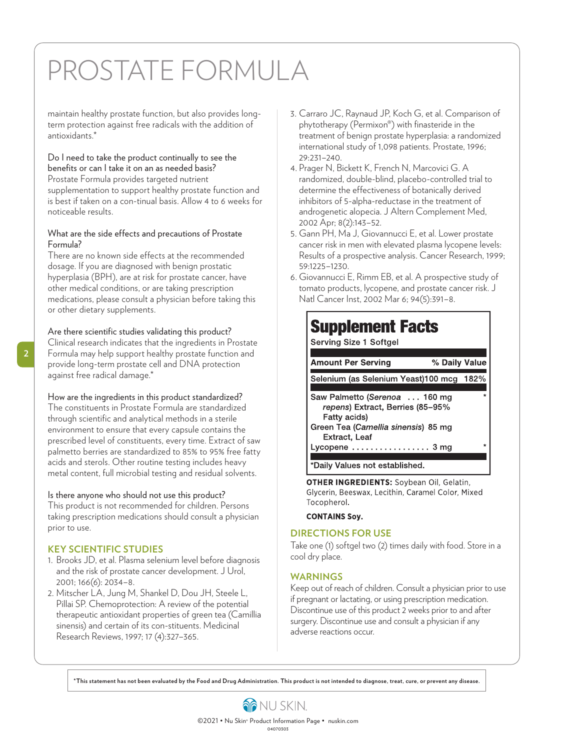# PROSTATE FORMULA

maintain healthy prostate function, but also provides long-term protection against free radicals with the addition of antioxidants.*

Do I need to take the product continually to see the benefits or can I take it on an as needed basis?
Prostate Formula provides targeted nutrient supplementation to support healthy prostate function and is best if taken on a con-tinual basis. Allow 4 to 6 weeks for noticeable results.

What are the side effects and precautions of Prostate Formula?
There are no known side effects at the recommended dosage. If you are diagnosed with benign prostatic hyperplasia (BPH), are at risk for prostate cancer, have other medical conditions, or are taking prescription medications, please consult a physician before taking this or other dietary supplements.

Are there scientific studies validating this product?
Clinical research indicates that the ingredients in Prostate Formula may help support healthy prostate function and provide long-term prostate cell and DNA protection against free radical damage.*

How are the ingredients in this product standardized?
The constituents in Prostate Formula are standardized through scientific and analytical methods in a sterile environment to ensure that every capsule contains the prescribed level of constituents, every time. Extract of saw palmetto berries are standardized to 85% to 95% free fatty acids and sterols. Other routine testing includes heavy metal content, full microbial testing and residual solvents.

Is there anyone who should not use this product?
This product is not recommended for children. Persons taking prescription medications should consult a physician prior to use.

## KEY SCIENTIFIC STUDIES

1. Brooks JD, et al. Plasma selenium level before diagnosis and the risk of prostate cancer development. J Urol, 2001; 166(6): 2034–8.
2. Mitscher LA, Jung M, Shankel D, Dou JH, Steele L, Pillai SP. Chemoprotection: A review of the potential therapeutic antioxidant properties of green tea (Camillia sinensis) and certain of its con-stituents. Medicinal Research Reviews, 1997; 17 (4):327–365.
3. Carraro JC, Raynaud JP, Koch G, et al. Comparison of phytotherapy (Permixon®) with finasteride in the treatment of benign prostate hyperplasia: a randomized international study of 1,098 patients. Prostate, 1996; 29:231–240.
4. Prager N, Bickett K, French N, Marcovici G. A randomized, double-blind, placebo-controlled trial to determine the effectiveness of botanically derived inhibitors of 5-alpha-reductase in the treatment of androgenetic alopecia. J Altern Complement Med, 2002 Apr; 8(2):143–52.
5. Gann PH, Ma J, Giovannucci E, et al. Lower prostate cancer risk in men with elevated plasma lycopene levels: Results of a prospective analysis. Cancer Research, 1999; 59:1225–1230.
6. Giovannucci E, Rimm EB, et al. A prospective study of tomato products, lycopene, and prostate cancer risk. J Natl Cancer Inst, 2002 Mar 6; 94(5):391–8.

**Supplement Facts**
Serving Size 1 Softgel

| Amount Per Serving | | % Daily Value |
|---|---|---|
| Selenium (as Selenium Yeast) | 100 mcg | 182% |
| Saw Palmetto (*Serenoa repens*) Extract, Berries (85–95% Fatty acids) | 160 mg | * |
| Green Tea (*Camellia sinensis*) Extract, Leaf | 85 mg | |
| Lycopene | 3 mg | * |

*Daily Values not established.

**OTHER INGREDIENTS:** Soybean Oil, Gelatin, Glycerin, Beeswax, Lecithin, Caramel Color, Mixed Tocopherol.

**CONTAINS Soy.**

## DIRECTIONS FOR USE

Take one (1) softgel two (2) times daily with food. Store in a cool dry place.

## WARNINGS

Keep out of reach of children. Consult a physician prior to use if pregnant or lactating, or using prescription medication. Discontinue use of this product 2 weeks prior to and after surgery. Discontinue use and consult a physician if any adverse reactions occur.

**\*This statement has not been evaluated by the Food and Drug Administration. This product is not intended to diagnose, treat, cure, or prevent any disease.**

NU SKIN.

©2021 • Nu Skin® Product Information Page • nuskin.com
04070303